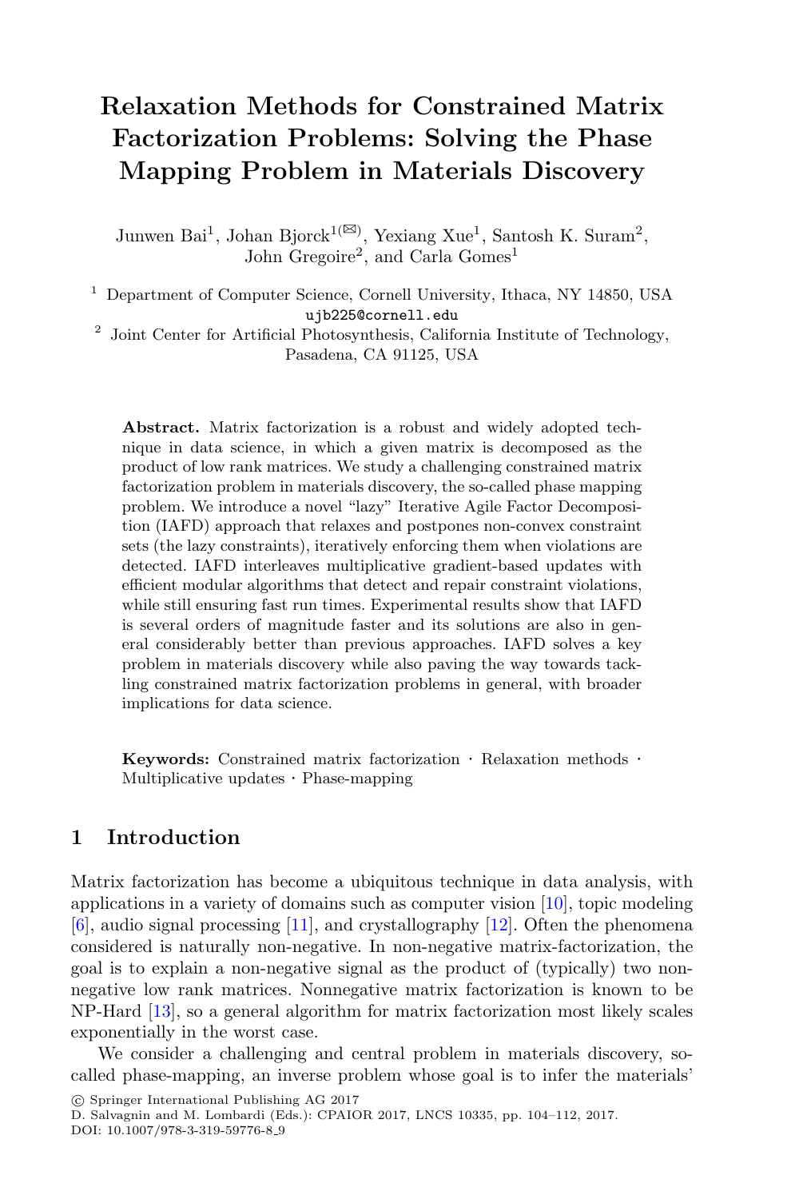# Relaxation Methods for Constrained Matrix Factorization Problems: Solving the Phase Mapping Problem in Materials Discovery

Junwen Bai[1], Johan Bjorck[1(✉)], Yexiang Xue[1], Santosh K. Suram[2], John Gregoire[2], and Carla Gomes[1]

[1] Department of Computer Science, Cornell University, Ithaca, NY 14850, USA
ujb225@cornell.edu

[2] Joint Center for Artificial Photosynthesis, California Institute of Technology, Pasadena, CA 91125, USA

**Abstract.** Matrix factorization is a robust and widely adopted technique in data science, in which a given matrix is decomposed as the product of low rank matrices. We study a challenging constrained matrix factorization problem in materials discovery, the so-called phase mapping problem. We introduce a novel "lazy" Iterative Agile Factor Decomposition (IAFD) approach that relaxes and postpones non-convex constraint sets (the lazy constraints), iteratively enforcing them when violations are detected. IAFD interleaves multiplicative gradient-based updates with efficient modular algorithms that detect and repair constraint violations, while still ensuring fast run times. Experimental results show that IAFD is several orders of magnitude faster and its solutions are also in general considerably better than previous approaches. IAFD solves a key problem in materials discovery while also paving the way towards tackling constrained matrix factorization problems in general, with broader implications for data science.

**Keywords:** Constrained matrix factorization · Relaxation methods · Multiplicative updates · Phase-mapping

## 1 Introduction

Matrix factorization has become a ubiquitous technique in data analysis, with applications in a variety of domains such as computer vision [10], topic modeling [6], audio signal processing [11], and crystallography [12]. Often the phenomena considered is naturally non-negative. In non-negative matrix-factorization, the goal is to explain a non-negative signal as the product of (typically) two non-negative low rank matrices. Nonnegative matrix factorization is known to be NP-Hard [13], so a general algorithm for matrix factorization most likely scales exponentially in the worst case.

We consider a challenging and central problem in materials discovery, so-called phase-mapping, an inverse problem whose goal is to infer the materials'

© Springer International Publishing AG 2017
D. Salvagnin and M. Lombardi (Eds.): CPAIOR 2017, LNCS 10335, pp. 104–112, 2017.
DOI: 10.1007/978-3-319-59776-8_9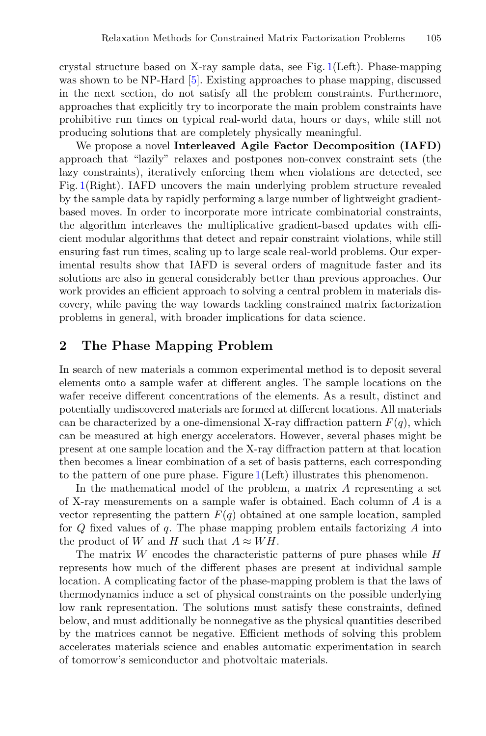crystal structure based on X-ray sample data, see Fig. 1(Left). Phase-mapping was shown to be NP-Hard [5]. Existing approaches to phase mapping, discussed in the next section, do not satisfy all the problem constraints. Furthermore, approaches that explicitly try to incorporate the main problem constraints have prohibitive run times on typical real-world data, hours or days, while still not producing solutions that are completely physically meaningful.

We propose a novel **Interleaved Agile Factor Decomposition (IAFD)** approach that "lazily" relaxes and postpones non-convex constraint sets (the lazy constraints), iteratively enforcing them when violations are detected, see Fig. 1(Right). IAFD uncovers the main underlying problem structure revealed by the sample data by rapidly performing a large number of lightweight gradient-based moves. In order to incorporate more intricate combinatorial constraints, the algorithm interleaves the multiplicative gradient-based updates with efficient modular algorithms that detect and repair constraint violations, while still ensuring fast run times, scaling up to large scale real-world problems. Our experimental results show that IAFD is several orders of magnitude faster and its solutions are also in general considerably better than previous approaches. Our work provides an efficient approach to solving a central problem in materials discovery, while paving the way towards tackling constrained matrix factorization problems in general, with broader implications for data science.

## 2 The Phase Mapping Problem

In search of new materials a common experimental method is to deposit several elements onto a sample wafer at different angles. The sample locations on the wafer receive different concentrations of the elements. As a result, distinct and potentially undiscovered materials are formed at different locations. All materials can be characterized by a one-dimensional X-ray diffraction pattern $F(q)$, which can be measured at high energy accelerators. However, several phases might be present at one sample location and the X-ray diffraction pattern at that location then becomes a linear combination of a set of basis patterns, each corresponding to the pattern of one pure phase. Figure 1(Left) illustrates this phenomenon.

In the mathematical model of the problem, a matrix $A$ representing a set of X-ray measurements on a sample wafer is obtained. Each column of $A$ is a vector representing the pattern $F(q)$ obtained at one sample location, sampled for $Q$ fixed values of $q$. The phase mapping problem entails factorizing $A$ into the product of $W$ and $H$ such that $A \approx WH$.

The matrix $W$ encodes the characteristic patterns of pure phases while $H$ represents how much of the different phases are present at individual sample location. A complicating factor of the phase-mapping problem is that the laws of thermodynamics induce a set of physical constraints on the possible underlying low rank representation. The solutions must satisfy these constraints, defined below, and must additionally be nonnegative as the physical quantities described by the matrices cannot be negative. Efficient methods of solving this problem accelerates materials science and enables automatic experimentation in search of tomorrow's semiconductor and photvoltaic materials.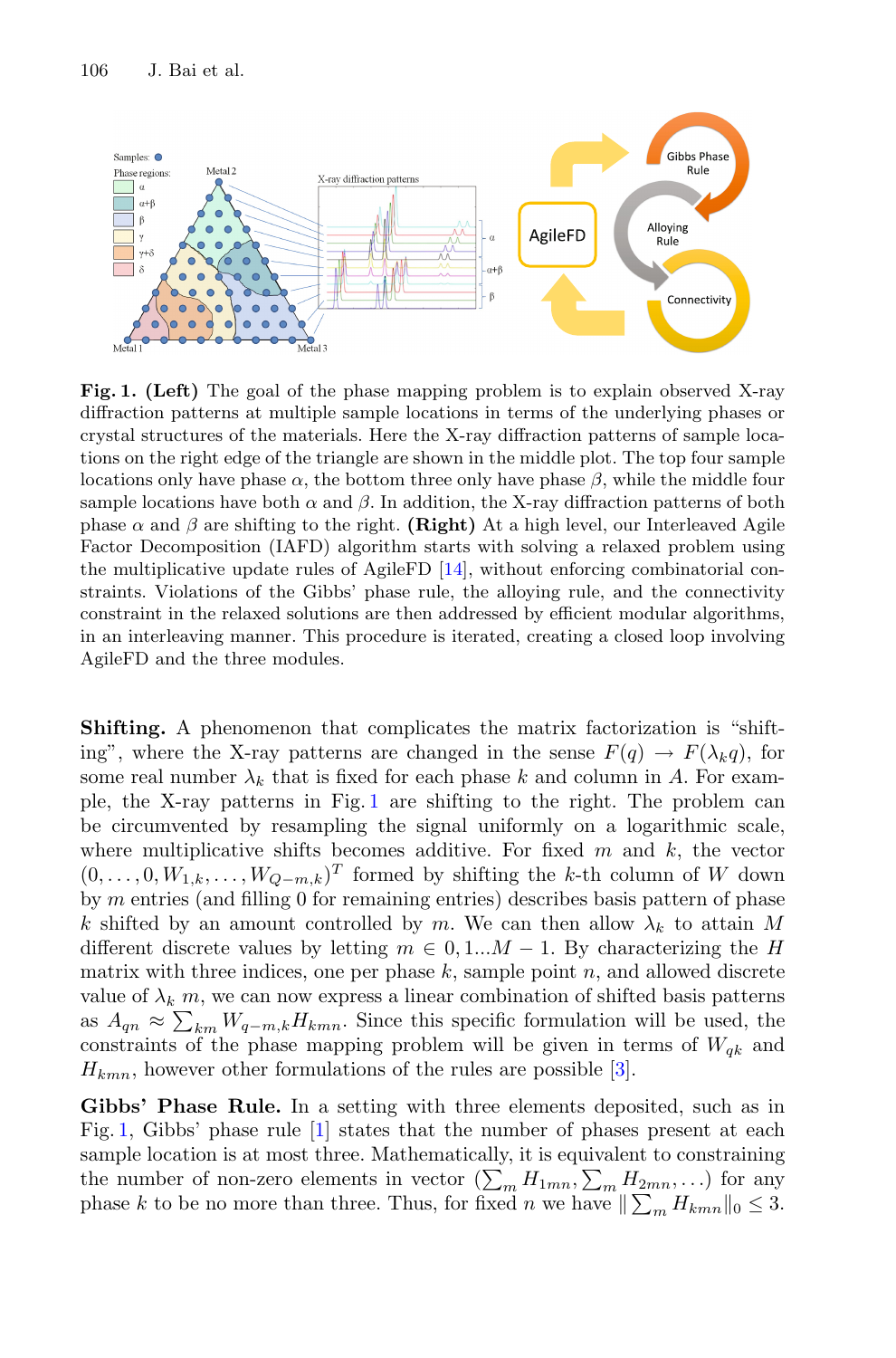**Fig. 1. (Left)** The goal of the phase mapping problem is to explain observed X-ray diffraction patterns at multiple sample locations in terms of the underlying phases or crystal structures of the materials. Here the X-ray diffraction patterns of sample locations on the right edge of the triangle are shown in the middle plot. The top four sample locations only have phase $\alpha$, the bottom three only have phase $\beta$, while the middle four sample locations have both $\alpha$ and $\beta$. In addition, the X-ray diffraction patterns of both phase $\alpha$ and $\beta$ are shifting to the right. **(Right)** At a high level, our Interleaved Agile Factor Decomposition (IAFD) algorithm starts with solving a relaxed problem using the multiplicative update rules of AgileFD [14], without enforcing combinatorial constraints. Violations of the Gibbs' phase rule, the alloying rule, and the connectivity constraint in the relaxed solutions are then addressed by efficient modular algorithms, in an interleaving manner. This procedure is iterated, creating a closed loop involving AgileFD and the three modules.

**Shifting.** A phenomenon that complicates the matrix factorization is "shifting", where the X-ray patterns are changed in the sense $F(q) \rightarrow F(\lambda_k q)$, for some real number $\lambda_k$ that is fixed for each phase $k$ and column in $A$. For example, the X-ray patterns in Fig. 1 are shifting to the right. The problem can be circumvented by resampling the signal uniformly on a logarithmic scale, where multiplicative shifts becomes additive. For fixed $m$ and $k$, the vector $(0, \ldots, 0, W_{1,k}, \ldots, W_{Q-m,k})^T$ formed by shifting the $k$-th column of $W$ down by $m$ entries (and filling 0 for remaining entries) describes basis pattern of phase $k$ shifted by an amount controlled by $m$. We can then allow $\lambda_k$ to attain $M$ different discrete values by letting $m \in 0, 1 \ldots M-1$. By characterizing the $H$ matrix with three indices, one per phase $k$, sample point $n$, and allowed discrete value of $\lambda_k$ $m$, we can now express a linear combination of shifted basis patterns as $A_{qn} \approx \sum_{km} W_{q-m,k} H_{kmn}$. Since this specific formulation will be used, the constraints of the phase mapping problem will be given in terms of $W_{qk}$ and $H_{kmn}$, however other formulations of the rules are possible [3].

**Gibbs' Phase Rule.** In a setting with three elements deposited, such as in Fig. 1, Gibbs' phase rule [1] states that the number of phases present at each sample location is at most three. Mathematically, it is equivalent to constraining the number of non-zero elements in vector $(\sum_m H_{1mn}, \sum_m H_{2mn}, \ldots)$ for any phase $k$ to be no more than three. Thus, for fixed $n$ we have $\| \sum_m H_{kmn} \|_0 \leq 3$.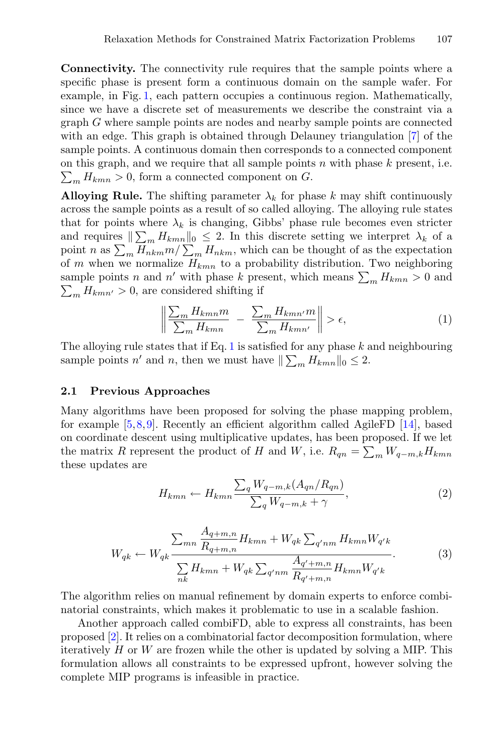**Connectivity.** The connectivity rule requires that the sample points where a specific phase is present form a continuous domain on the sample wafer. For example, in Fig. 1, each pattern occupies a continuous region. Mathematically, since we have a discrete set of measurements we describe the constraint via a graph $G$ where sample points are nodes and nearby sample points are connected with an edge. This graph is obtained through Delauney triangulation [7] of the sample points. A continuous domain then corresponds to a connected component on this graph, and we require that all sample points $n$ with phase $k$ present, i.e. $\sum_m H_{kmn} > 0$, form a connected component on $G$.

**Alloying Rule.** The shifting parameter $\lambda_k$ for phase $k$ may shift continuously across the sample points as a result of so called alloying. The alloying rule states that for points where $\lambda_k$ is changing, Gibbs' phase rule becomes even stricter and requires $\| \sum_m H_{kmn} \|_0 \leq 2$. In this discrete setting we interpret $\lambda_k$ of a point $n$ as $\sum_m H_{nkm} m / \sum_m H_{nkm}$, which can be thought of as the expectation of $m$ when we normalize $H_{kmn}$ to a probability distribution. Two neighboring sample points $n$ and $n'$ with phase $k$ present, which means $\sum_m H_{kmn} > 0$ and $\sum_m H_{kmn'} > 0$, are considered shifting if

$$\left\| \frac{\sum_m H_{kmn} m}{\sum_m H_{kmn}} - \frac{\sum_m H_{kmn'} m}{\sum_m H_{kmn'}} \right\| > \epsilon, \tag{1}$$

The alloying rule states that if Eq. 1 is satisfied for any phase $k$ and neighbouring sample points $n'$ and $n$, then we must have $\| \sum_m H_{kmn} \|_0 \leq 2$.

### 2.1 Previous Approaches

Many algorithms have been proposed for solving the phase mapping problem, for example [5,8,9]. Recently an efficient algorithm called AgileFD [14], based on coordinate descent using multiplicative updates, has been proposed. If we let the matrix $R$ represent the product of $H$ and $W$, i.e. $R_{qn} = \sum_m W_{q-m,k} H_{kmn}$ these updates are

$$H_{kmn} \leftarrow H_{kmn} \frac{\sum_q W_{q-m,k} (A_{qn} / R_{qn})}{\sum_q W_{q-m,k} + \gamma}, \tag{2}$$

$$W_{qk} \leftarrow W_{qk} \frac{\sum_{mn} \dfrac{A_{q+m,n}}{R_{q+m,n}} H_{kmn} + W_{qk} \sum_{q'nm} H_{kmn} W_{q'k}}{\sum\limits_{nk} H_{kmn} + W_{qk} \sum_{q'nm} \dfrac{A_{q'+m,n}}{R_{q'+m,n}} H_{kmn} W_{q'k}}. \tag{3}$$

The algorithm relies on manual refinement by domain experts to enforce combinatorial constraints, which makes it problematic to use in a scalable fashion.

Another approach called combiFD, able to express all constraints, has been proposed [2]. It relies on a combinatorial factor decomposition formulation, where iteratively $H$ or $W$ are frozen while the other is updated by solving a MIP. This formulation allows all constraints to be expressed upfront, however solving the complete MIP programs is infeasible in practice.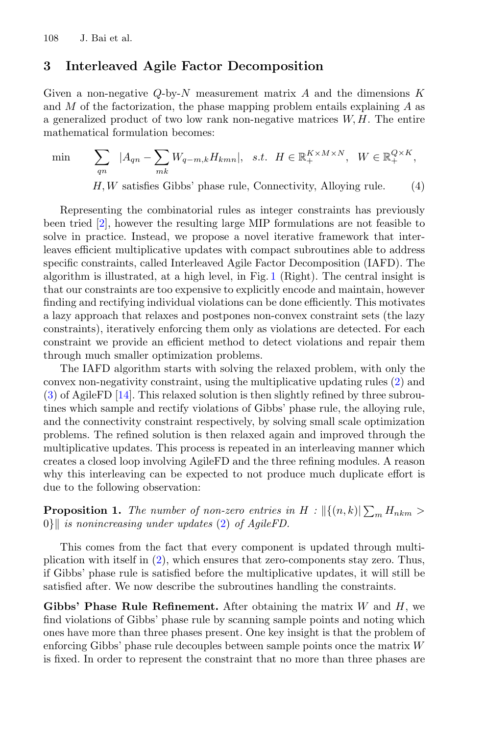## 3 Interleaved Agile Factor Decomposition

Given a non-negative $Q$-by-$N$ measurement matrix $A$ and the dimensions $K$ and $M$ of the factorization, the phase mapping problem entails explaining $A$ as a generalized product of two low rank non-negative matrices $W, H$. The entire mathematical formulation becomes:

$$\min \quad \sum_{qn} \; |A_{qn} - \sum_{mk} W_{q-m,k} H_{kmn}|, \quad s.t. \;\; H \in \mathbb{R}_{+}^{K \times M \times N}, \;\; W \in \mathbb{R}_{+}^{Q \times K},$$
$$H, W \text{ satisfies Gibbs' phase rule, Connectivity, Alloying rule.} \tag{4}$$

Representing the combinatorial rules as integer constraints has previously been tried [2], however the resulting large MIP formulations are not feasible to solve in practice. Instead, we propose a novel iterative framework that interleaves efficient multiplicative updates with compact subroutines able to address specific constraints, called Interleaved Agile Factor Decomposition (IAFD). The algorithm is illustrated, at a high level, in Fig. 1 (Right). The central insight is that our constraints are too expensive to explicitly encode and maintain, however finding and rectifying individual violations can be done efficiently. This motivates a lazy approach that relaxes and postpones non-convex constraint sets (the lazy constraints), iteratively enforcing them only as violations are detected. For each constraint we provide an efficient method to detect violations and repair them through much smaller optimization problems.

The IAFD algorithm starts with solving the relaxed problem, with only the convex non-negativity constraint, using the multiplicative updating rules (2) and (3) of AgileFD [14]. This relaxed solution is then slightly refined by three subroutines which sample and rectify violations of Gibbs' phase rule, the alloying rule, and the connectivity constraint respectively, by solving small scale optimization problems. The refined solution is then relaxed again and improved through the multiplicative updates. This process is repeated in an interleaving manner which creates a closed loop involving AgileFD and the three refining modules. A reason why this interleaving can be expected to not produce much duplicate effort is due to the following observation:

**Proposition 1.** *The number of non-zero entries in* $H$ *:* $\|\{(n,k) | \sum_m H_{nkm} > 0\}\|$ *is nonincreasing under updates* (2) *of AgileFD.*

This comes from the fact that every component is updated through multiplication with itself in (2), which ensures that zero-components stay zero. Thus, if Gibbs' phase rule is satisfied before the multiplicative updates, it will still be satisfied after. We now describe the subroutines handling the constraints.

**Gibbs' Phase Rule Refinement.** After obtaining the matrix $W$ and $H$, we find violations of Gibbs' phase rule by scanning sample points and noting which ones have more than three phases present. One key insight is that the problem of enforcing Gibbs' phase rule decouples between sample points once the matrix $W$ is fixed. In order to represent the constraint that no more than three phases are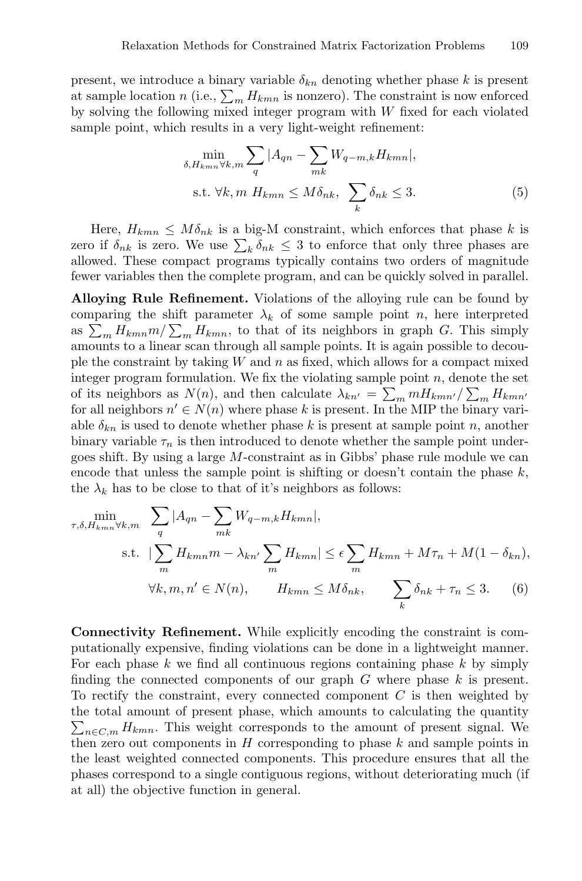present, we introduce a binary variable $\delta_{kn}$ denoting whether phase $k$ is present at sample location $n$ (i.e., $\sum_m H_{kmn}$ is nonzero). The constraint is now enforced by solving the following mixed integer program with $W$ fixed for each violated sample point, which results in a very light-weight refinement:

$$\min_{\delta, H_{kmn} \forall k,m} \sum_q |A_{qn} - \sum_{mk} W_{q-m,k} H_{kmn}|,$$
$$\text{s.t. } \forall k, m \; H_{kmn} \leq M\delta_{nk}, \;\; \sum_k \delta_{nk} \leq 3. \tag{5}$$

Here, $H_{kmn} \leq M\delta_{nk}$ is a big-M constraint, which enforces that phase $k$ is zero if $\delta_{nk}$ is zero. We use $\sum_k \delta_{nk} \leq 3$ to enforce that only three phases are allowed. These compact programs typically contains two orders of magnitude fewer variables then the complete program, and can be quickly solved in parallel.

**Alloying Rule Refinement.** Violations of the alloying rule can be found by comparing the shift parameter $\lambda_k$ of some sample point $n$, here interpreted as $\sum_m H_{kmn} m / \sum_m H_{kmn}$, to that of its neighbors in graph $G$. This simply amounts to a linear scan through all sample points. It is again possible to decouple the constraint by taking $W$ and $n$ as fixed, which allows for a compact mixed integer program formulation. We fix the violating sample point $n$, denote the set of its neighbors as $N(n)$, and then calculate $\lambda_{kn'} = \sum_m m H_{kmn'} / \sum_m H_{kmn'}$ for all neighbors $n' \in N(n)$ where phase $k$ is present. In the MIP the binary variable $\delta_{kn}$ is used to denote whether phase $k$ is present at sample point $n$, another binary variable $\tau_n$ is then introduced to denote whether the sample point undergoes shift. By using a large $M$-constraint as in Gibbs' phase rule module we can encode that unless the sample point is shifting or doesn't contain the phase $k$, the $\lambda_k$ has to be close to that of it's neighbors as follows:

$$\min_{\tau, \delta, H_{kmn} \forall k,m} \;\; \sum_q |A_{qn} - \sum_{mk} W_{q-m,k} H_{kmn}|,$$
$$\text{s.t. } \;\; |\sum_m H_{kmn} m - \lambda_{kn'} \sum_m H_{kmn}| \leq \epsilon \sum_m H_{kmn} + M\tau_n + M(1 - \delta_{kn}),$$
$$\forall k, m, n' \in N(n), \qquad H_{kmn} \leq M\delta_{nk}, \qquad \sum_k \delta_{nk} + \tau_n \leq 3. \tag{6}$$

**Connectivity Refinement.** While explicitly encoding the constraint is computationally expensive, finding violations can be done in a lightweight manner. For each phase $k$ we find all continuous regions containing phase $k$ by simply finding the connected components of our graph $G$ where phase $k$ is present. To rectify the constraint, every connected component $C$ is then weighted by the total amount of present phase, which amounts to calculating the quantity $\sum_{n \in C, m} H_{kmn}$. This weight corresponds to the amount of present signal. We then zero out components in $H$ corresponding to phase $k$ and sample points in the least weighted connected components. This procedure ensures that all the phases correspond to a single contiguous regions, without deteriorating much (if at all) the objective function in general.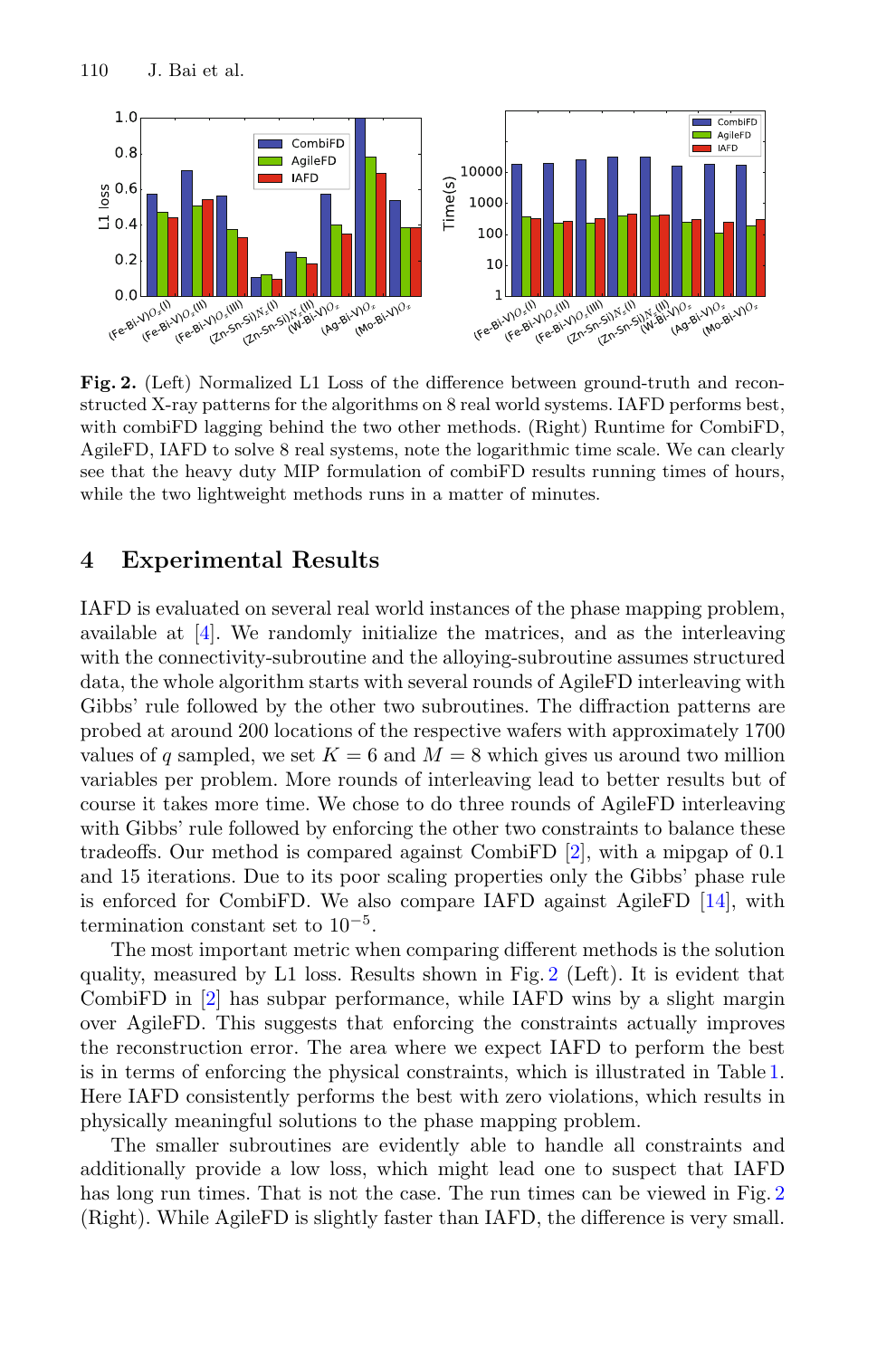**Fig. 2.** (Left) Normalized L1 Loss of the difference between ground-truth and reconstructed X-ray patterns for the algorithms on 8 real world systems. IAFD performs best, with combiFD lagging behind the two other methods. (Right) Runtime for CombiFD, AgileFD, IAFD to solve 8 real systems, note the logarithmic time scale. We can clearly see that the heavy duty MIP formulation of combiFD results running times of hours, while the two lightweight methods runs in a matter of minutes.

## 4 Experimental Results

IAFD is evaluated on several real world instances of the phase mapping problem, available at [4]. We randomly initialize the matrices, and as the interleaving with the connectivity-subroutine and the alloying-subroutine assumes structured data, the whole algorithm starts with several rounds of AgileFD interleaving with Gibbs' rule followed by the other two subroutines. The diffraction patterns are probed at around 200 locations of the respective wafers with approximately 1700 values of $q$ sampled, we set $K = 6$ and $M = 8$ which gives us around two million variables per problem. More rounds of interleaving lead to better results but of course it takes more time. We chose to do three rounds of AgileFD interleaving with Gibbs' rule followed by enforcing the other two constraints to balance these tradeoffs. Our method is compared against CombiFD [2], with a mipgap of 0.1 and 15 iterations. Due to its poor scaling properties only the Gibbs' phase rule is enforced for CombiFD. We also compare IAFD against AgileFD [14], with termination constant set to $10^{-5}$.

The most important metric when comparing different methods is the solution quality, measured by L1 loss. Results shown in Fig. 2 (Left). It is evident that CombiFD in [2] has subpar performance, while IAFD wins by a slight margin over AgileFD. This suggests that enforcing the constraints actually improves the reconstruction error. The area where we expect IAFD to perform the best is in terms of enforcing the physical constraints, which is illustrated in Table 1. Here IAFD consistently performs the best with zero violations, which results in physically meaningful solutions to the phase mapping problem.

The smaller subroutines are evidently able to handle all constraints and additionally provide a low loss, which might lead one to suspect that IAFD has long run times. That is not the case. The run times can be viewed in Fig. 2 (Right). While AgileFD is slightly faster than IAFD, the difference is very small.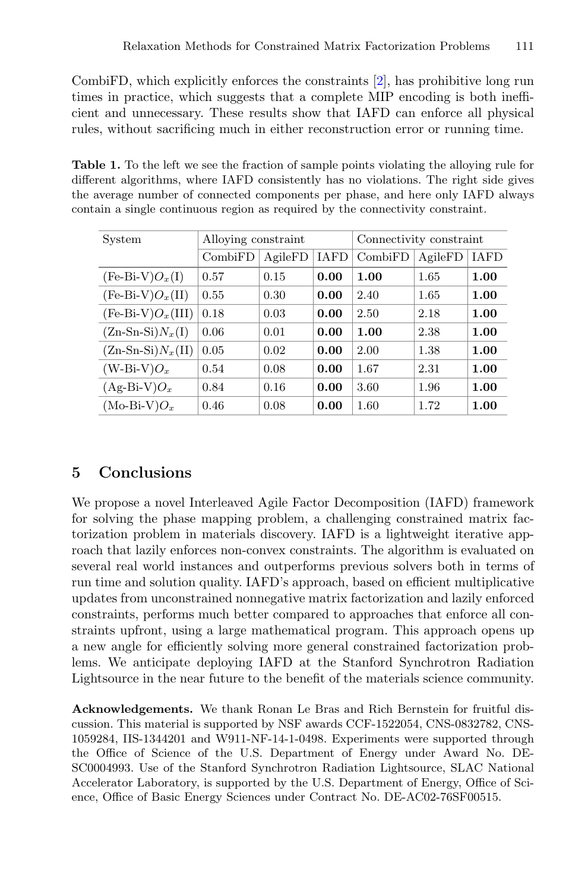CombiFD, which explicitly enforces the constraints [2], has prohibitive long run times in practice, which suggests that a complete MIP encoding is both inefficient and unnecessary. These results show that IAFD can enforce all physical rules, without sacrificing much in either reconstruction error or running time.

**Table 1.** To the left we see the fraction of sample points violating the alloying rule for different algorithms, where IAFD consistently has no violations. The right side gives the average number of connected components per phase, and here only IAFD always contain a single continuous region as required by the connectivity constraint.

| System | Alloying constraint | | | Connectivity constraint | | |
|---|---|---|---|---|---|---|
| | CombiFD | AgileFD | IAFD | CombiFD | AgileFD | IAFD |
| (Fe-Bi-V)$O_x$(I) | 0.57 | 0.15 | **0.00** | **1.00** | 1.65 | **1.00** |
| (Fe-Bi-V)$O_x$(II) | 0.55 | 0.30 | **0.00** | 2.40 | 1.65 | **1.00** |
| (Fe-Bi-V)$O_x$(III) | 0.18 | 0.03 | **0.00** | 2.50 | 2.18 | **1.00** |
| (Zn-Sn-Si)$N_x$(I) | 0.06 | 0.01 | **0.00** | **1.00** | 2.38 | **1.00** |
| (Zn-Sn-Si)$N_x$(II) | 0.05 | 0.02 | **0.00** | 2.00 | 1.38 | **1.00** |
| (W-Bi-V)$O_x$ | 0.54 | 0.08 | **0.00** | 1.67 | 2.31 | **1.00** |
| (Ag-Bi-V)$O_x$ | 0.84 | 0.16 | **0.00** | 3.60 | 1.96 | **1.00** |
| (Mo-Bi-V)$O_x$ | 0.46 | 0.08 | **0.00** | 1.60 | 1.72 | **1.00** |

## 5 Conclusions

We propose a novel Interleaved Agile Factor Decomposition (IAFD) framework for solving the phase mapping problem, a challenging constrained matrix factorization problem in materials discovery. IAFD is a lightweight iterative approach that lazily enforces non-convex constraints. The algorithm is evaluated on several real world instances and outperforms previous solvers both in terms of run time and solution quality. IAFD's approach, based on efficient multiplicative updates from unconstrained nonnegative matrix factorization and lazily enforced constraints, performs much better compared to approaches that enforce all constraints upfront, using a large mathematical program. This approach opens up a new angle for efficiently solving more general constrained factorization problems. We anticipate deploying IAFD at the Stanford Synchrotron Radiation Lightsource in the near future to the benefit of the materials science community.

**Acknowledgements.** We thank Ronan Le Bras and Rich Bernstein for fruitful discussion. This material is supported by NSF awards CCF-1522054, CNS-0832782, CNS-1059284, IIS-1344201 and W911-NF-14-1-0498. Experiments were supported through the Office of Science of the U.S. Department of Energy under Award No. DE-SC0004993. Use of the Stanford Synchrotron Radiation Lightsource, SLAC National Accelerator Laboratory, is supported by the U.S. Department of Energy, Office of Science, Office of Basic Energy Sciences under Contract No. DE-AC02-76SF00515.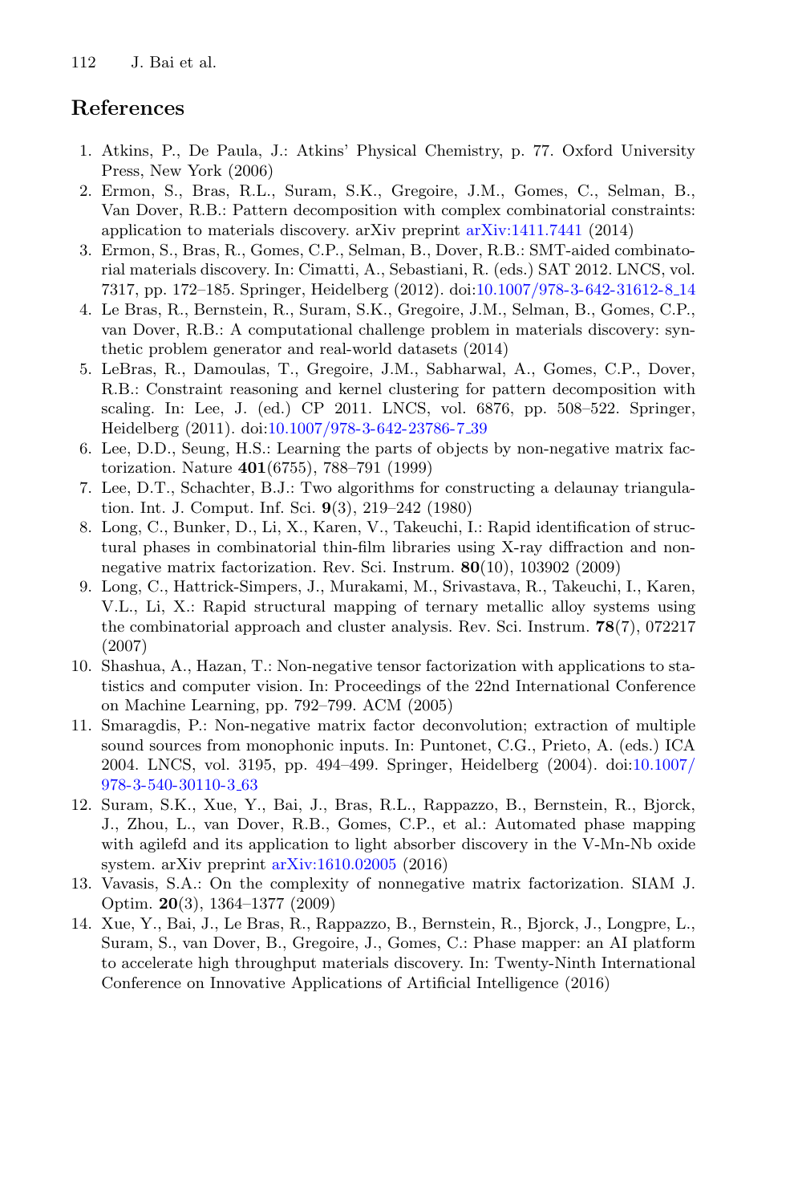## References

1. Atkins, P., De Paula, J.: Atkins' Physical Chemistry, p. 77. Oxford University Press, New York (2006)
2. Ermon, S., Bras, R.L., Suram, S.K., Gregoire, J.M., Gomes, C., Selman, B., Van Dover, R.B.: Pattern decomposition with complex combinatorial constraints: application to materials discovery. arXiv preprint arXiv:1411.7441 (2014)
3. Ermon, S., Bras, R., Gomes, C.P., Selman, B., Dover, R.B.: SMT-aided combinatorial materials discovery. In: Cimatti, A., Sebastiani, R. (eds.) SAT 2012. LNCS, vol. 7317, pp. 172–185. Springer, Heidelberg (2012). doi:10.1007/978-3-642-31612-8_14
4. Le Bras, R., Bernstein, R., Suram, S.K., Gregoire, J.M., Selman, B., Gomes, C.P., van Dover, R.B.: A computational challenge problem in materials discovery: synthetic problem generator and real-world datasets (2014)
5. LeBras, R., Damoulas, T., Gregoire, J.M., Sabharwal, A., Gomes, C.P., Dover, R.B.: Constraint reasoning and kernel clustering for pattern decomposition with scaling. In: Lee, J. (ed.) CP 2011. LNCS, vol. 6876, pp. 508–522. Springer, Heidelberg (2011). doi:10.1007/978-3-642-23786-7_39
6. Lee, D.D., Seung, H.S.: Learning the parts of objects by non-negative matrix factorization. Nature **401**(6755), 788–791 (1999)
7. Lee, D.T., Schachter, B.J.: Two algorithms for constructing a delaunay triangulation. Int. J. Comput. Inf. Sci. **9**(3), 219–242 (1980)
8. Long, C., Bunker, D., Li, X., Karen, V., Takeuchi, I.: Rapid identification of structural phases in combinatorial thin-film libraries using X-ray diffraction and non-negative matrix factorization. Rev. Sci. Instrum. **80**(10), 103902 (2009)
9. Long, C., Hattrick-Simpers, J., Murakami, M., Srivastava, R., Takeuchi, I., Karen, V.L., Li, X.: Rapid structural mapping of ternary metallic alloy systems using the combinatorial approach and cluster analysis. Rev. Sci. Instrum. **78**(7), 072217 (2007)
10. Shashua, A., Hazan, T.: Non-negative tensor factorization with applications to statistics and computer vision. In: Proceedings of the 22nd International Conference on Machine Learning, pp. 792–799. ACM (2005)
11. Smaragdis, P.: Non-negative matrix factor deconvolution; extraction of multiple sound sources from monophonic inputs. In: Puntonet, C.G., Prieto, A. (eds.) ICA 2004. LNCS, vol. 3195, pp. 494–499. Springer, Heidelberg (2004). doi:10.1007/978-3-540-30110-3_63
12. Suram, S.K., Xue, Y., Bai, J., Bras, R.L., Rappazzo, B., Bernstein, R., Bjorck, J., Zhou, L., van Dover, R.B., Gomes, C.P., et al.: Automated phase mapping with agilefd and its application to light absorber discovery in the V-Mn-Nb oxide system. arXiv preprint arXiv:1610.02005 (2016)
13. Vavasis, S.A.: On the complexity of nonnegative matrix factorization. SIAM J. Optim. **20**(3), 1364–1377 (2009)
14. Xue, Y., Bai, J., Le Bras, R., Rappazzo, B., Bernstein, R., Bjorck, J., Longpre, L., Suram, S., van Dover, B., Gregoire, J., Gomes, C.: Phase mapper: an AI platform to accelerate high throughput materials discovery. In: Twenty-Ninth International Conference on Innovative Applications of Artificial Intelligence (2016)